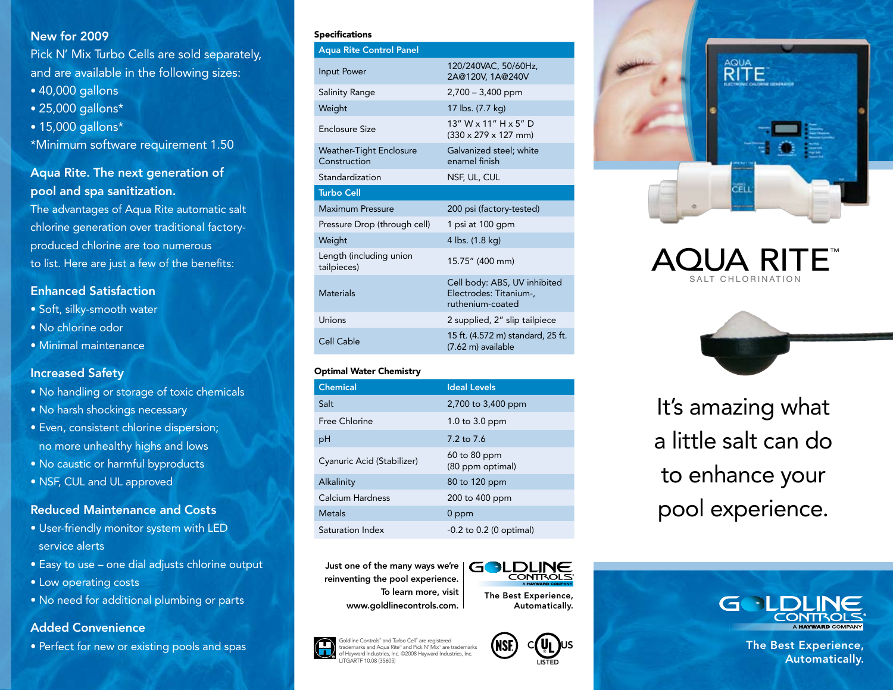## New for 2009

Pick N' Mix Turbo Cells are sold separately, and are available in the following sizes:

- 40,000 gallons
- 25,000 gallons*
- 15,000 gallons*

*Minimum software requirement 1.50

## Aqua Rite. The next generation of pool and spa sanitization.

The advantages of Aqua Rite automatic salt chlorine generation over traditional factory-produced chlorine are too numerous to list. Here are just a few of the benefits:

### Enhanced Satisfaction

- Soft, silky-smooth water
- No chlorine odor
- Minimal maintenance

### Increased Safety

- No handling or storage of toxic chemicals
- No harsh shockings necessary
- Even, consistent chlorine dispersion; no more unhealthy highs and lows
- No caustic or harmful byproducts
- NSF, CUL and UL approved

### Reduced Maintenance and Costs

- User-friendly monitor system with LED service alerts
- Easy to use – one dial adjusts chlorine output
- Low operating costs
- No need for additional plumbing or parts

### Added Convenience

- Perfect for new or existing pools and spas

## Specifications

| Aqua Rite Control Panel | |
|---|---|
| Input Power | 120/240VAC, 50/60Hz, 2A@120V, 1A@240V |
| Salinity Range | 2,700 – 3,400 ppm |
| Weight | 17 lbs. (7.7 kg) |
| Enclosure Size | 13" W x 11" H x 5" D (330 x 279 x 127 mm) |
| Weather-Tight Enclosure Construction | Galvanized steel; white enamel finish |
| Standardization | NSF, UL, CUL |
| **Turbo Cell** | |
| Maximum Pressure | 200 psi (factory-tested) |
| Pressure Drop (through cell) | 1 psi at 100 gpm |
| Weight | 4 lbs. (1.8 kg) |
| Length (including union tailpieces) | 15.75" (400 mm) |
| Materials | Cell body: ABS, UV inhibited Electrodes: Titanium-, ruthenium-coated |
| Unions | 2 supplied, 2" slip tailpiece |
| Cell Cable | 15 ft. (4.572 m) standard, 25 ft. (7.62 m) available |

## Optimal Water Chemistry

| Chemical | Ideal Levels |
|---|---|
| Salt | 2,700 to 3,400 ppm |
| Free Chlorine | 1.0 to 3.0 ppm |
| pH | 7.2 to 7.6 |
| Cyanuric Acid (Stabilizer) | 60 to 80 ppm (80 ppm optimal) |
| Alkalinity | 80 to 120 ppm |
| Calcium Hardness | 200 to 400 ppm |
| Metals | 0 ppm |
| Saturation Index | -0.2 to 0.2 (0 optimal) |

Just one of the many ways we're reinventing the pool experience. To learn more, visit www.goldlinecontrols.com.

GOLDLINE CONTROLS® A HAYWARD COMPANY

The Best Experience, Automatically.

Goldline Controls® and Turbo Cell® are registered trademarks and Aqua Rite™ and Pick N' Mix™ are trademarks of Hayward Industries, Inc. ©2008 Hayward Industries, Inc. LITGARTF 10.08 (35605)

NSF | C UL US LISTED

# AQUA RITE™

SALT CHLORINATION

It's amazing what a little salt can do to enhance your pool experience.

GOLDLINE CONTROLS® A HAYWARD COMPANY

The Best Experience, Automatically.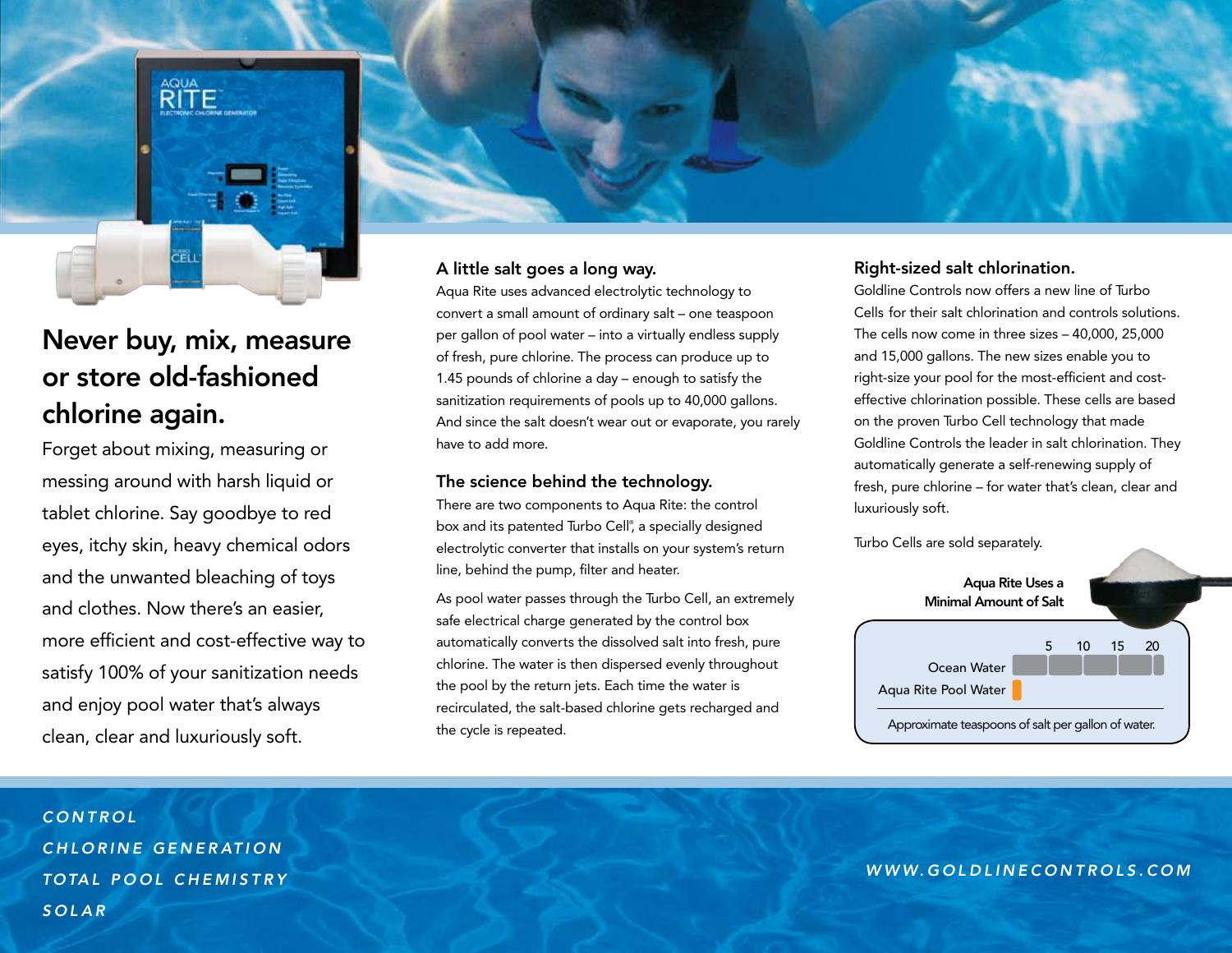## Never buy, mix, measure or store old-fashioned chlorine again.

Forget about mixing, measuring or messing around with harsh liquid or tablet chlorine. Say goodbye to red eyes, itchy skin, heavy chemical odors and the unwanted bleaching of toys and clothes. Now there's an easier, more efficient and cost-effective way to satisfy 100% of your sanitization needs and enjoy pool water that's always clean, clear and luxuriously soft.

### A little salt goes a long way.

Aqua Rite uses advanced electrolytic technology to convert a small amount of ordinary salt – one teaspoon per gallon of pool water – into a virtually endless supply of fresh, pure chlorine. The process can produce up to 1.45 pounds of chlorine a day – enough to satisfy the sanitization requirements of pools up to 40,000 gallons. And since the salt doesn't wear out or evaporate, you rarely have to add more.

### The science behind the technology.

There are two components to Aqua Rite: the control box and its patented Turbo Cell®, a specially designed electrolytic converter that installs on your system's return line, behind the pump, filter and heater.

As pool water passes through the Turbo Cell, an extremely safe electrical charge generated by the control box automatically converts the dissolved salt into fresh, pure chlorine. The water is then dispersed evenly throughout the pool by the return jets. Each time the water is recirculated, the salt-based chlorine gets recharged and the cycle is repeated.

### Right-sized salt chlorination.

Goldline Controls now offers a new line of Turbo Cells for their salt chlorination and controls solutions. The cells now come in three sizes – 40,000, 25,000 and 15,000 gallons. The new sizes enable you to right-size your pool for the most-efficient and cost-effective chlorination possible. These cells are based on the proven Turbo Cell technology that made Goldline Controls the leader in salt chlorination. They automatically generate a self-renewing supply of fresh, pure chlorine – for water that's clean, clear and luxuriously soft.

Turbo Cells are sold separately.

Aqua Rite Uses a Minimal Amount of Salt

5 10 15 20

Ocean Water

Aqua Rite Pool Water

Approximate teaspoons of salt per gallon of water.

*CONTROL*
*CHLORINE GENERATION*
*TOTAL POOL CHEMISTRY*
*SOLAR*

*WWW.GOLDLINECONTROLS.COM*